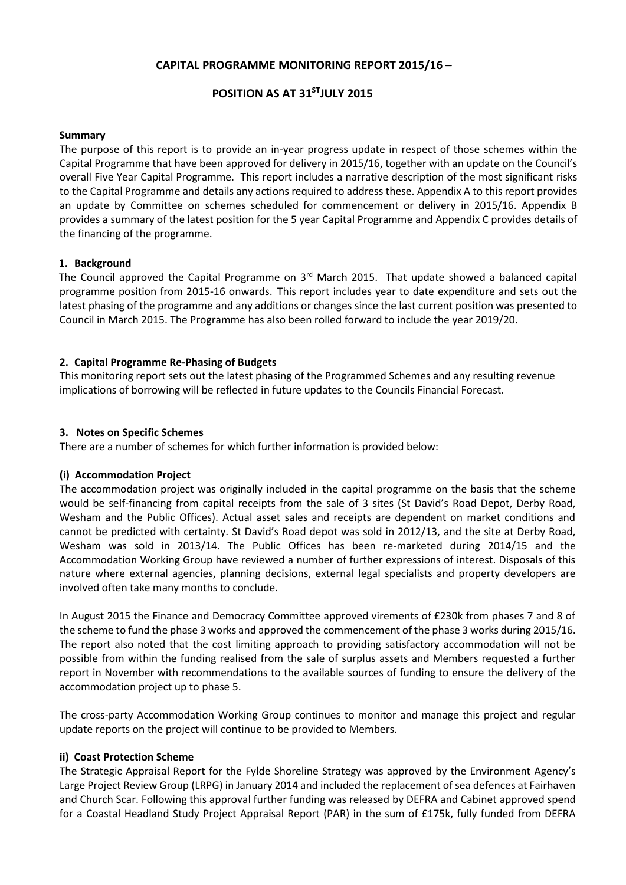# CAPITAL PROGRAMME MONITORING REPORT 2015/16 –

# POSITION AS AT 31[ST] JULY 2015

**Summary**

The purpose of this report is to provide an in-year progress update in respect of those schemes within the Capital Programme that have been approved for delivery in 2015/16, together with an update on the Council's overall Five Year Capital Programme. This report includes a narrative description of the most significant risks to the Capital Programme and details any actions required to address these. Appendix A to this report provides an update by Committee on schemes scheduled for commencement or delivery in 2015/16. Appendix B provides a summary of the latest position for the 5 year Capital Programme and Appendix C provides details of the financing of the programme.

## 1. Background

The Council approved the Capital Programme on 3[rd] March 2015. That update showed a balanced capital programme position from 2015-16 onwards. This report includes year to date expenditure and sets out the latest phasing of the programme and any additions or changes since the last current position was presented to Council in March 2015. The Programme has also been rolled forward to include the year 2019/20.

## 2. Capital Programme Re-Phasing of Budgets

This monitoring report sets out the latest phasing of the Programmed Schemes and any resulting revenue implications of borrowing will be reflected in future updates to the Councils Financial Forecast.

## 3. Notes on Specific Schemes

There are a number of schemes for which further information is provided below:

### (i) Accommodation Project

The accommodation project was originally included in the capital programme on the basis that the scheme would be self-financing from capital receipts from the sale of 3 sites (St David's Road Depot, Derby Road, Wesham and the Public Offices). Actual asset sales and receipts are dependent on market conditions and cannot be predicted with certainty. St David's Road depot was sold in 2012/13, and the site at Derby Road, Wesham was sold in 2013/14. The Public Offices has been re-marketed during 2014/15 and the Accommodation Working Group have reviewed a number of further expressions of interest. Disposals of this nature where external agencies, planning decisions, external legal specialists and property developers are involved often take many months to conclude.

In August 2015 the Finance and Democracy Committee approved virements of £230k from phases 7 and 8 of the scheme to fund the phase 3 works and approved the commencement of the phase 3 works during 2015/16. The report also noted that the cost limiting approach to providing satisfactory accommodation will not be possible from within the funding realised from the sale of surplus assets and Members requested a further report in November with recommendations to the available sources of funding to ensure the delivery of the accommodation project up to phase 5.

The cross-party Accommodation Working Group continues to monitor and manage this project and regular update reports on the project will continue to be provided to Members.

### ii) Coast Protection Scheme

The Strategic Appraisal Report for the Fylde Shoreline Strategy was approved by the Environment Agency's Large Project Review Group (LRPG) in January 2014 and included the replacement of sea defences at Fairhaven and Church Scar. Following this approval further funding was released by DEFRA and Cabinet approved spend for a Coastal Headland Study Project Appraisal Report (PAR) in the sum of £175k, fully funded from DEFRA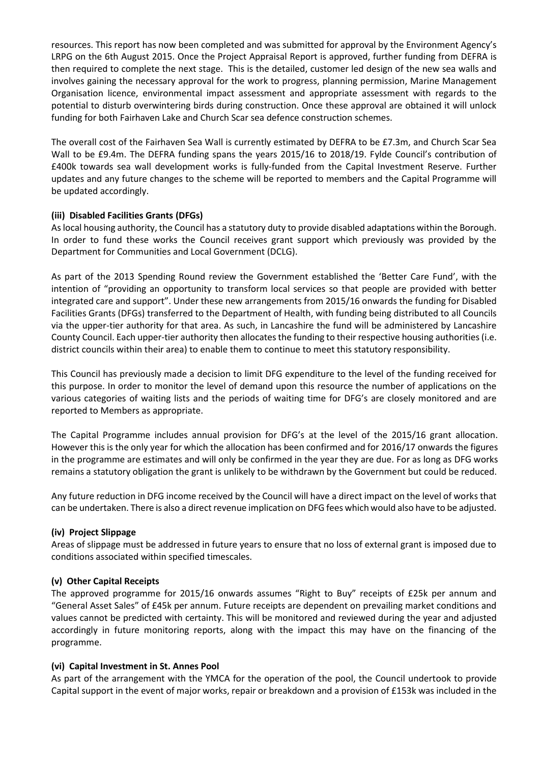resources. This report has now been completed and was submitted for approval by the Environment Agency's LRPG on the 6th August 2015. Once the Project Appraisal Report is approved, further funding from DEFRA is then required to complete the next stage. This is the detailed, customer led design of the new sea walls and involves gaining the necessary approval for the work to progress, planning permission, Marine Management Organisation licence, environmental impact assessment and appropriate assessment with regards to the potential to disturb overwintering birds during construction. Once these approval are obtained it will unlock funding for both Fairhaven Lake and Church Scar sea defence construction schemes.

The overall cost of the Fairhaven Sea Wall is currently estimated by DEFRA to be £7.3m, and Church Scar Sea Wall to be £9.4m. The DEFRA funding spans the years 2015/16 to 2018/19. Fylde Council's contribution of £400k towards sea wall development works is fully-funded from the Capital Investment Reserve. Further updates and any future changes to the scheme will be reported to members and the Capital Programme will be updated accordingly.

**(iii) Disabled Facilities Grants (DFGs)**

As local housing authority, the Council has a statutory duty to provide disabled adaptations within the Borough. In order to fund these works the Council receives grant support which previously was provided by the Department for Communities and Local Government (DCLG).

As part of the 2013 Spending Round review the Government established the 'Better Care Fund', with the intention of "providing an opportunity to transform local services so that people are provided with better integrated care and support". Under these new arrangements from 2015/16 onwards the funding for Disabled Facilities Grants (DFGs) transferred to the Department of Health, with funding being distributed to all Councils via the upper-tier authority for that area. As such, in Lancashire the fund will be administered by Lancashire County Council. Each upper-tier authority then allocates the funding to their respective housing authorities (i.e. district councils within their area) to enable them to continue to meet this statutory responsibility.

This Council has previously made a decision to limit DFG expenditure to the level of the funding received for this purpose. In order to monitor the level of demand upon this resource the number of applications on the various categories of waiting lists and the periods of waiting time for DFG's are closely monitored and are reported to Members as appropriate.

The Capital Programme includes annual provision for DFG's at the level of the 2015/16 grant allocation. However this is the only year for which the allocation has been confirmed and for 2016/17 onwards the figures in the programme are estimates and will only be confirmed in the year they are due. For as long as DFG works remains a statutory obligation the grant is unlikely to be withdrawn by the Government but could be reduced.

Any future reduction in DFG income received by the Council will have a direct impact on the level of works that can be undertaken. There is also a direct revenue implication on DFG fees which would also have to be adjusted.

**(iv) Project Slippage**

Areas of slippage must be addressed in future years to ensure that no loss of external grant is imposed due to conditions associated within specified timescales.

**(v) Other Capital Receipts**

The approved programme for 2015/16 onwards assumes "Right to Buy" receipts of £25k per annum and "General Asset Sales" of £45k per annum. Future receipts are dependent on prevailing market conditions and values cannot be predicted with certainty. This will be monitored and reviewed during the year and adjusted accordingly in future monitoring reports, along with the impact this may have on the financing of the programme.

**(vi) Capital Investment in St. Annes Pool**

As part of the arrangement with the YMCA for the operation of the pool, the Council undertook to provide Capital support in the event of major works, repair or breakdown and a provision of £153k was included in the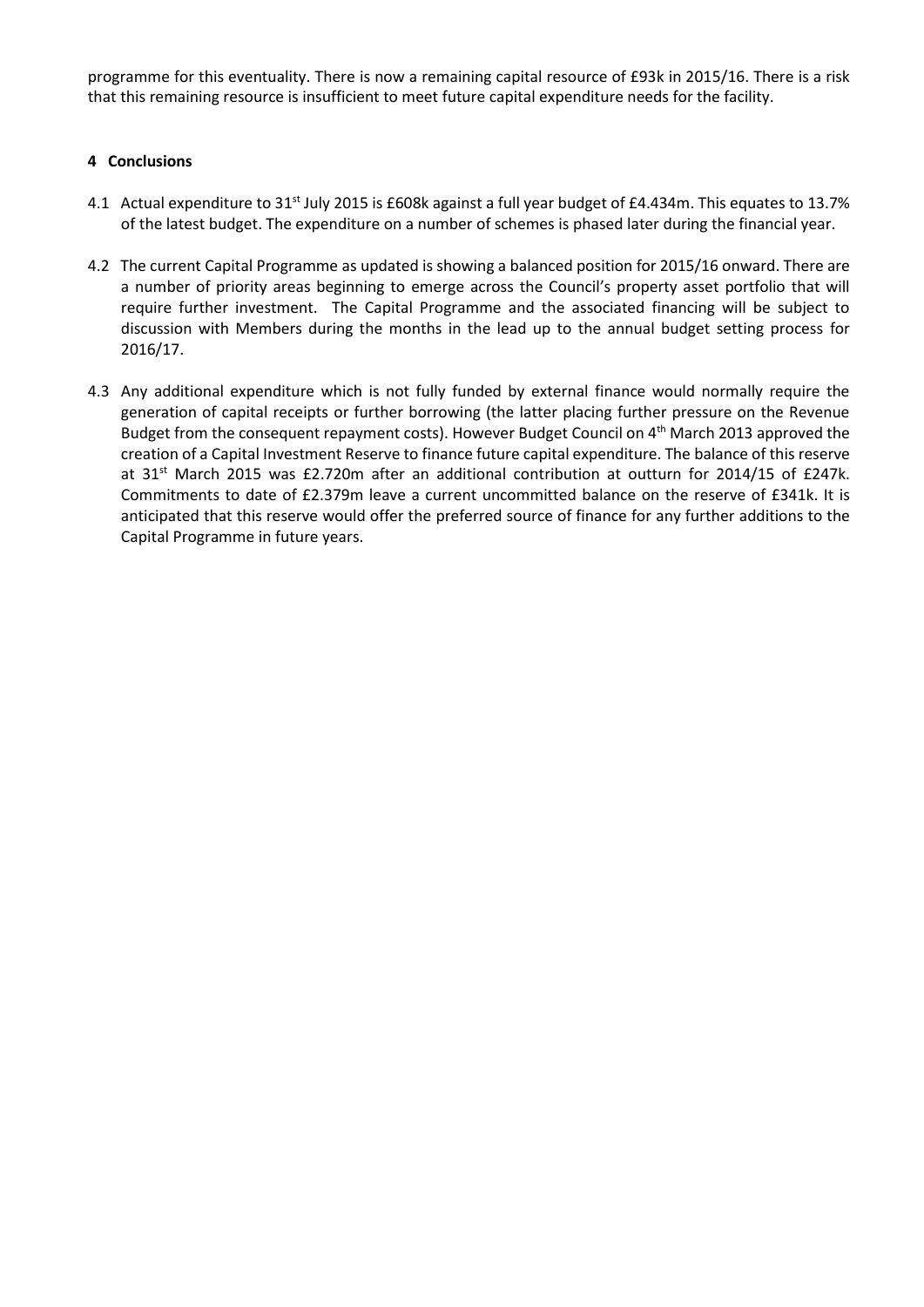programme for this eventuality. There is now a remaining capital resource of £93k in 2015/16. There is a risk that this remaining resource is insufficient to meet future capital expenditure needs for the facility.

## 4 Conclusions

4.1 Actual expenditure to 31st July 2015 is £608k against a full year budget of £4.434m. This equates to 13.7% of the latest budget. The expenditure on a number of schemes is phased later during the financial year.

4.2 The current Capital Programme as updated is showing a balanced position for 2015/16 onward. There are a number of priority areas beginning to emerge across the Council's property asset portfolio that will require further investment. The Capital Programme and the associated financing will be subject to discussion with Members during the months in the lead up to the annual budget setting process for 2016/17.

4.3 Any additional expenditure which is not fully funded by external finance would normally require the generation of capital receipts or further borrowing (the latter placing further pressure on the Revenue Budget from the consequent repayment costs). However Budget Council on 4th March 2013 approved the creation of a Capital Investment Reserve to finance future capital expenditure. The balance of this reserve at 31st March 2015 was £2.720m after an additional contribution at outturn for 2014/15 of £247k. Commitments to date of £2.379m leave a current uncommitted balance on the reserve of £341k. It is anticipated that this reserve would offer the preferred source of finance for any further additions to the Capital Programme in future years.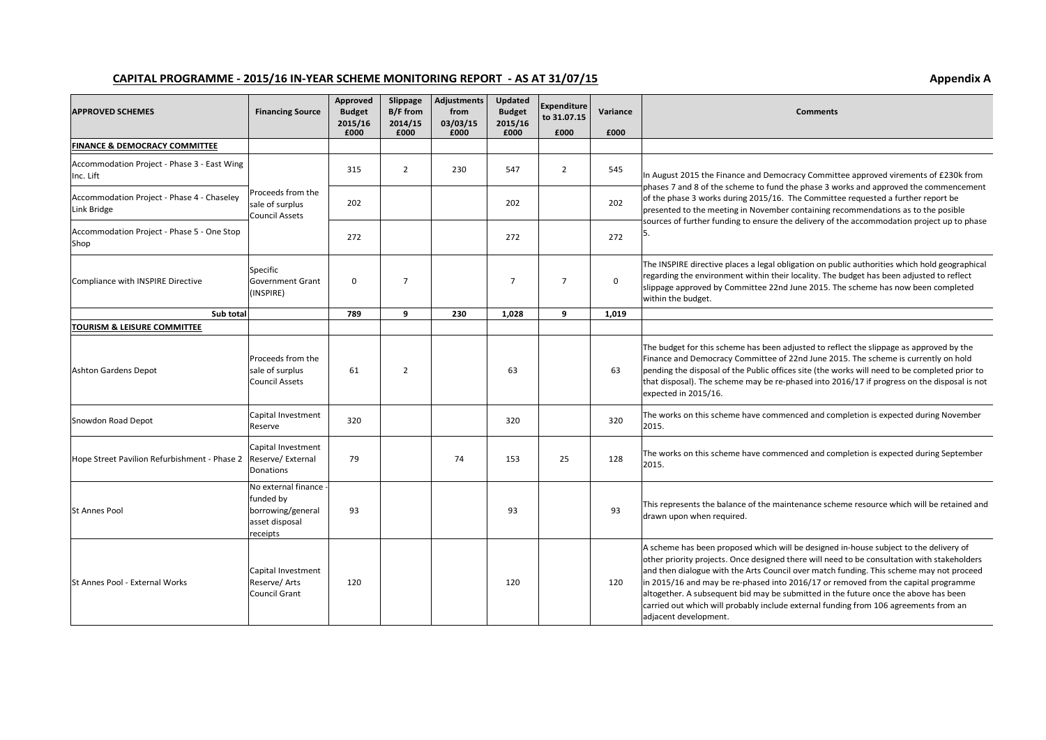## CAPITAL PROGRAMME - 2015/16 IN-YEAR SCHEME MONITORING REPORT - AS AT 31/07/15

**Appendix A**

| APPROVED SCHEMES | Financing Source | Approved Budget 2015/16 £000 | Slippage B/F from 2014/15 £000 | Adjustments from 03/03/15 £000 | Updated Budget 2015/16 £000 | Expenditure to 31.07.15 £000 | Variance £000 | Comments |
|---|---|---|---|---|---|---|---|---|
| **FINANCE & DEMOCRACY COMMITTEE** | | | | | | | | |
| Accommodation Project - Phase 3 - East Wing Inc. Lift | Proceeds from the sale of surplus Council Assets | 315 | 2 | 230 | 547 | 2 | 545 | In August 2015 the Finance and Democracy Committee approved virements of £230k from phases 7 and 8 of the scheme to fund the phase 3 works and approved the commencement of the phase 3 works during 2015/16. The Committee requested a further report be presented to the meeting in November containing recommendations as to the posible sources of further funding to ensure the delivery of the accommodation project up to phase 5. |
| Accommodation Project - Phase 4 - Chaseley Link Bridge | | 202 | | | 202 | | 202 | |
| Accommodation Project - Phase 5 - One Stop Shop | | 272 | | | 272 | | 272 | |
| Compliance with INSPIRE Directive | Specific Government Grant (INSPIRE) | 0 | 7 | | 7 | 7 | 0 | The INSPIRE directive places a legal obligation on public authorities which hold geographical regarding the environment within their locality. The budget has been adjusted to reflect slippage approved by Committee 22nd June 2015. The scheme has now been completed within the budget. |
| **Sub total** | | **789** | **9** | **230** | **1,028** | **9** | **1,019** | |
| **TOURISM & LEISURE COMMITTEE** | | | | | | | | |
| Ashton Gardens Depot | Proceeds from the sale of surplus Council Assets | 61 | 2 | | 63 | | 63 | The budget for this scheme has been adjusted to reflect the slippage as approved by the Finance and Democracy Committee of 22nd June 2015. The scheme is currently on hold pending the disposal of the Public offices site (the works will need to be completed prior to that disposal). The scheme may be re-phased into 2016/17 if progress on the disposal is not expected in 2015/16. |
| Snowdon Road Depot | Capital Investment Reserve | 320 | | | 320 | | 320 | The works on this scheme have commenced and completion is expected during November 2015. |
| Hope Street Pavilion Refurbishment - Phase 2 | Capital Investment Reserve/ External Donations | 79 | | 74 | 153 | 25 | 128 | The works on this scheme have commenced and completion is expected during September 2015. |
| St Annes Pool | No external finance - funded by borrowing/general asset disposal receipts | 93 | | | 93 | | 93 | This represents the balance of the maintenance scheme resource which will be retained and drawn upon when required. |
| St Annes Pool - External Works | Capital Investment Reserve/ Arts Council Grant | 120 | | | 120 | | 120 | A scheme has been proposed which will be designed in-house subject to the delivery of other priority projects. Once designed there will need to be consultation with stakeholders and then dialogue with the Arts Council over match funding. This scheme may not proceed in 2015/16 and may be re-phased into 2016/17 or removed from the capital programme altogether. A subsequent bid may be submitted in the future once the above has been carried out which will probably include external funding from 106 agreements from an adjacent development. |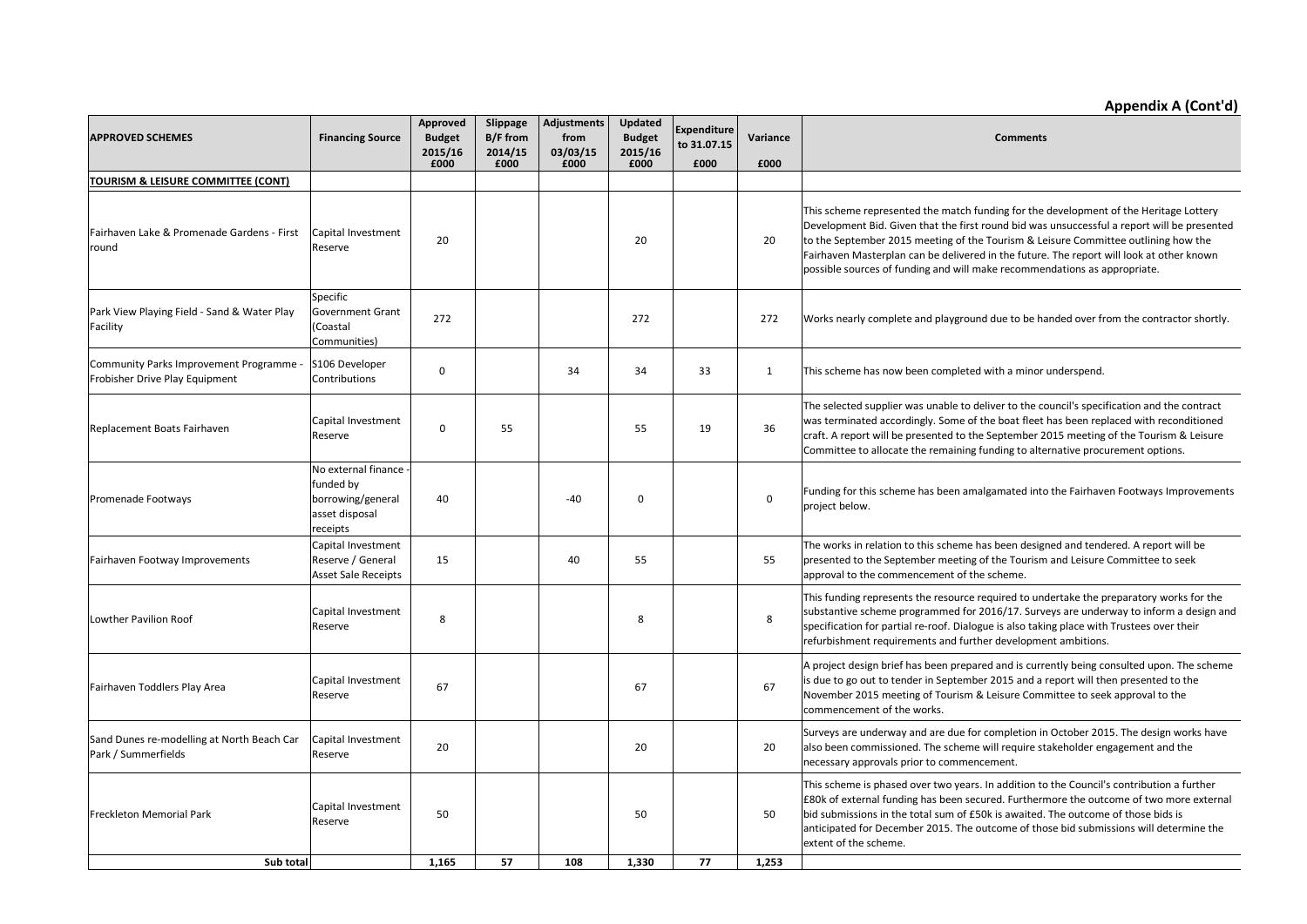**Appendix A (Cont'd)**

| APPROVED SCHEMES | Financing Source | Approved Budget 2015/16 £000 | Slippage B/F from 2014/15 £000 | Adjustments from 03/03/15 £000 | Updated Budget 2015/16 £000 | Expenditure to 31.07.15 £000 | Variance £000 | Comments |
|---|---|---|---|---|---|---|---|---|
| **TOURISM & LEISURE COMMITTEE (CONT)** | | | | | | | | |
| Fairhaven Lake & Promenade Gardens - First round | Capital Investment Reserve | 20 | | | 20 | | 20 | This scheme represented the match funding for the development of the Heritage Lottery Development Bid. Given that the first round bid was unsuccessful a report will be presented to the September 2015 meeting of the Tourism & Leisure Committee outlining how the Fairhaven Masterplan can be delivered in the future. The report will look at other known possible sources of funding and will make recommendations as appropriate. |
| Park View Playing Field - Sand & Water Play Facility | Specific Government Grant (Coastal Communities) | 272 | | | 272 | | 272 | Works nearly complete and playground due to be handed over from the contractor shortly. |
| Community Parks Improvement Programme - Frobisher Drive Play Equipment | S106 Developer Contributions | 0 | | 34 | 34 | 33 | 1 | This scheme has now been completed with a minor underspend. |
| Replacement Boats Fairhaven | Capital Investment Reserve | 0 | 55 | | 55 | 19 | 36 | The selected supplier was unable to deliver to the council's specification and the contract was terminated accordingly. Some of the boat fleet has been replaced with reconditioned craft. A report will be presented to the September 2015 meeting of the Tourism & Leisure Committee to allocate the remaining funding to alternative procurement options. |
| Promenade Footways | No external finance - funded by borrowing/general asset disposal receipts | 40 | | -40 | 0 | | 0 | Funding for this scheme has been amalgamated into the Fairhaven Footways Improvements project below. |
| Fairhaven Footway Improvements | Capital Investment Reserve / General Asset Sale Receipts | 15 | | 40 | 55 | | 55 | The works in relation to this scheme has been designed and tendered. A report will be presented to the September meeting of the Tourism and Leisure Committee to seek approval to the commencement of the scheme. |
| Lowther Pavilion Roof | Capital Investment Reserve | 8 | | | 8 | | 8 | This funding represents the resource required to undertake the preparatory works for the substantive scheme programmed for 2016/17. Surveys are underway to inform a design and specification for partial re-roof. Dialogue is also taking place with Trustees over their refurbishment requirements and further development ambitions. |
| Fairhaven Toddlers Play Area | Capital Investment Reserve | 67 | | | 67 | | 67 | A project design brief has been prepared and is currently being consulted upon. The scheme is due to go out to tender in September 2015 and a report will then presented to the November 2015 meeting of Tourism & Leisure Committee to seek approval to the commencement of the works. |
| Sand Dunes re-modelling at North Beach Car Park / Summerfields | Capital Investment Reserve | 20 | | | 20 | | 20 | Surveys are underway and are due for completion in October 2015. The design works have also been commissioned. The scheme will require stakeholder engagement and the necessary approvals prior to commencement. |
| Freckleton Memorial Park | Capital Investment Reserve | 50 | | | 50 | | 50 | This scheme is phased over two years. In addition to the Council's contribution a further £80k of external funding has been secured. Furthermore the outcome of two more external bid submissions in the total sum of £50k is awaited. The outcome of those bids is anticipated for December 2015. The outcome of those bid submissions will determine the extent of the scheme. |
| **Sub total** | | **1,165** | **57** | **108** | **1,330** | **77** | **1,253** | |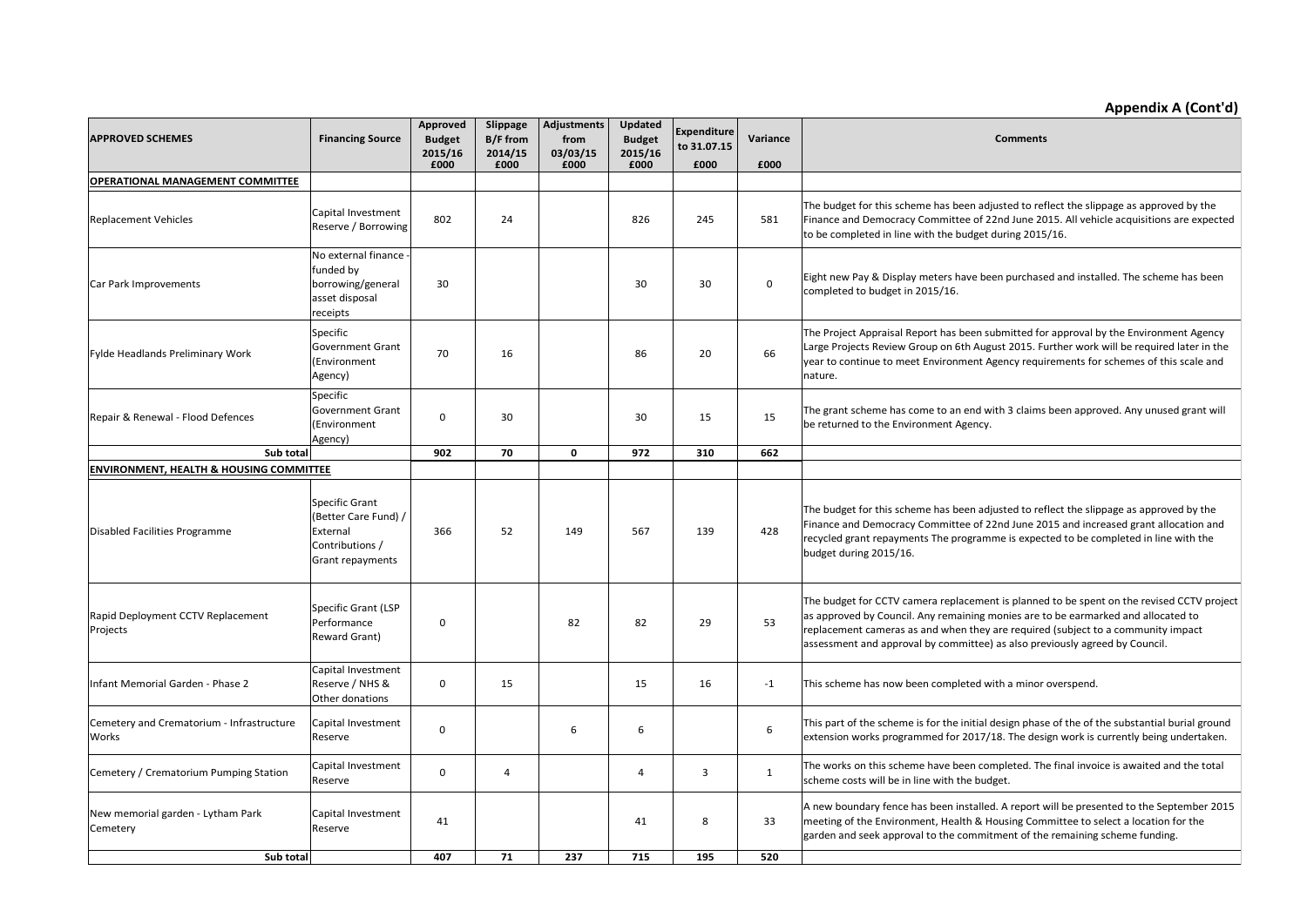## Appendix A (Cont'd)

| APPROVED SCHEMES | Financing Source | Approved Budget 2015/16 £000 | Slippage B/F from 2014/15 £000 | Adjustments from 03/03/15 £000 | Updated Budget 2015/16 £000 | Expenditure to 31.07.15 £000 | Variance £000 | Comments |
|---|---|---|---|---|---|---|---|---|
| **OPERATIONAL MANAGEMENT COMMITTEE** | | | | | | | | |
| Replacement Vehicles | Capital Investment Reserve / Borrowing | 802 | 24 | | 826 | 245 | 581 | The budget for this scheme has been adjusted to reflect the slippage as approved by the Finance and Democracy Committee of 22nd June 2015. All vehicle acquisitions are expected to be completed in line with the budget during 2015/16. |
| Car Park Improvements | No external finance - funded by borrowing/general asset disposal receipts | 30 | | | 30 | 30 | 0 | Eight new Pay & Display meters have been purchased and installed. The scheme has been completed to budget in 2015/16. |
| Fylde Headlands Preliminary Work | Specific Government Grant (Environment Agency) | 70 | 16 | | 86 | 20 | 66 | The Project Appraisal Report has been submitted for approval by the Environment Agency Large Projects Review Group on 6th August 2015. Further work will be required later in the year to continue to meet Environment Agency requirements for schemes of this scale and nature. |
| Repair & Renewal - Flood Defences | Specific Government Grant (Environment Agency) | 0 | 30 | | 30 | 15 | 15 | The grant scheme has come to an end with 3 claims been approved. Any unused grant will be returned to the Environment Agency. |
| **Sub total** | | **902** | **70** | **0** | **972** | **310** | **662** | |
| **ENVIRONMENT, HEALTH & HOUSING COMMITTEE** | | | | | | | | |
| Disabled Facilities Programme | Specific Grant (Better Care Fund) / External Contributions / Grant repayments | 366 | 52 | 149 | 567 | 139 | 428 | The budget for this scheme has been adjusted to reflect the slippage as approved by the Finance and Democracy Committee of 22nd June 2015 and increased grant allocation and recycled grant repayments The programme is expected to be completed in line with the budget during 2015/16. |
| Rapid Deployment CCTV Replacement Projects | Specific Grant (LSP Performance Reward Grant) | 0 | | 82 | 82 | 29 | 53 | The budget for CCTV camera replacement is planned to be spent on the revised CCTV project as approved by Council. Any remaining monies are to be earmarked and allocated to replacement cameras as and when they are required (subject to a community impact assessment and approval by committee) as also previously agreed by Council. |
| Infant Memorial Garden - Phase 2 | Capital Investment Reserve / NHS & Other donations | 0 | 15 | | 15 | 16 | -1 | This scheme has now been completed with a minor overspend. |
| Cemetery and Crematorium - Infrastructure Works | Capital Investment Reserve | 0 | | 6 | 6 | | 6 | This part of the scheme is for the initial design phase of the of the substantial burial ground extension works programmed for 2017/18. The design work is currently being undertaken. |
| Cemetery / Crematorium Pumping Station | Capital Investment Reserve | 0 | 4 | | 4 | 3 | 1 | The works on this scheme have been completed. The final invoice is awaited and the total scheme costs will be in line with the budget. |
| New memorial garden - Lytham Park Cemetery | Capital Investment Reserve | 41 | | | 41 | 8 | 33 | A new boundary fence has been installed. A report will be presented to the September 2015 meeting of the Environment, Health & Housing Committee to select a location for the garden and seek approval to the commitment of the remaining scheme funding. |
| **Sub total** | | **407** | **71** | **237** | **715** | **195** | **520** | |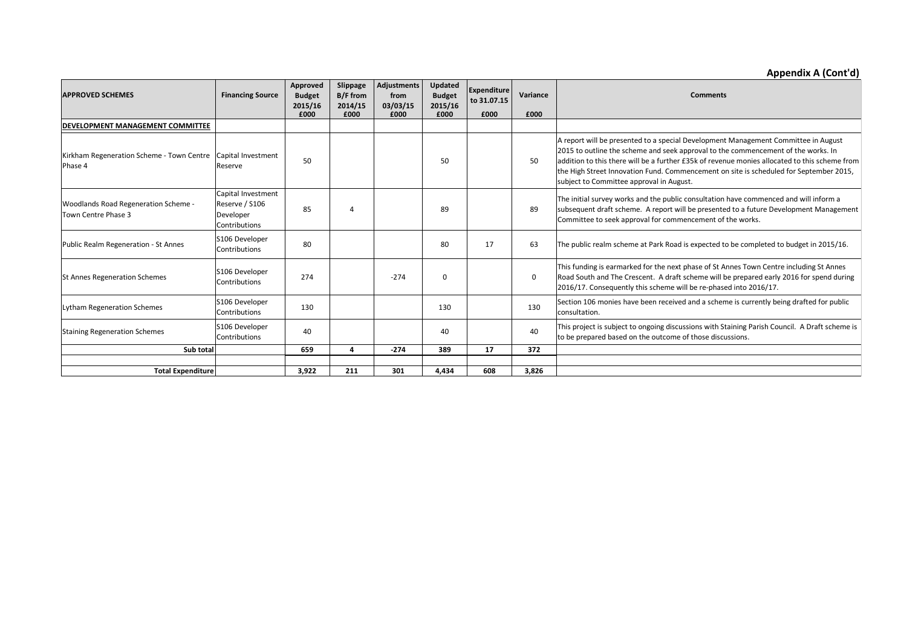## Appendix A (Cont'd)

| APPROVED SCHEMES | Financing Source | Approved Budget 2015/16 £000 | Slippage B/F from 2014/15 £000 | Adjustments from 03/03/15 £000 | Updated Budget 2015/16 £000 | Expenditure to 31.07.15 £000 | Variance £000 | Comments |
|---|---|---|---|---|---|---|---|---|
| **DEVELOPMENT MANAGEMENT COMMITTEE** | | | | | | | | |
| Kirkham Regeneration Scheme - Town Centre Phase 4 | Capital Investment Reserve | 50 | | | 50 | | 50 | A report will be presented to a special Development Management Committee in August 2015 to outline the scheme and seek approval to the commencement of the works. In addition to this there will be a further £35k of revenue monies allocated to this scheme from the High Street Innovation Fund. Commencement on site is scheduled for September 2015, subject to Committee approval in August. |
| Woodlands Road Regeneration Scheme - Town Centre Phase 3 | Capital Investment Reserve / S106 Developer Contributions | 85 | 4 | | 89 | | 89 | The initial survey works and the public consultation have commenced and will inform a subsequent draft scheme. A report will be presented to a future Development Management Committee to seek approval for commencement of the works. |
| Public Realm Regeneration - St Annes | S106 Developer Contributions | 80 | | | 80 | 17 | 63 | The public realm scheme at Park Road is expected to be completed to budget in 2015/16. |
| St Annes Regeneration Schemes | S106 Developer Contributions | 274 | | -274 | 0 | | 0 | This funding is earmarked for the next phase of St Annes Town Centre including St Annes Road South and The Crescent. A draft scheme will be prepared early 2016 for spend during 2016/17. Consequently this scheme will be re-phased into 2016/17. |
| Lytham Regeneration Schemes | S106 Developer Contributions | 130 | | | 130 | | 130 | Section 106 monies have been received and a scheme is currently being drafted for public consultation. |
| Staining Regeneration Schemes | S106 Developer Contributions | 40 | | | 40 | | 40 | This project is subject to ongoing discussions with Staining Parish Council. A Draft scheme is to be prepared based on the outcome of those discussions. |
| **Sub total** | | **659** | **4** | **-274** | **389** | **17** | **372** | |
| | | | | | | | | |
| **Total Expenditure** | | **3,922** | **211** | **301** | **4,434** | **608** | **3,826** | |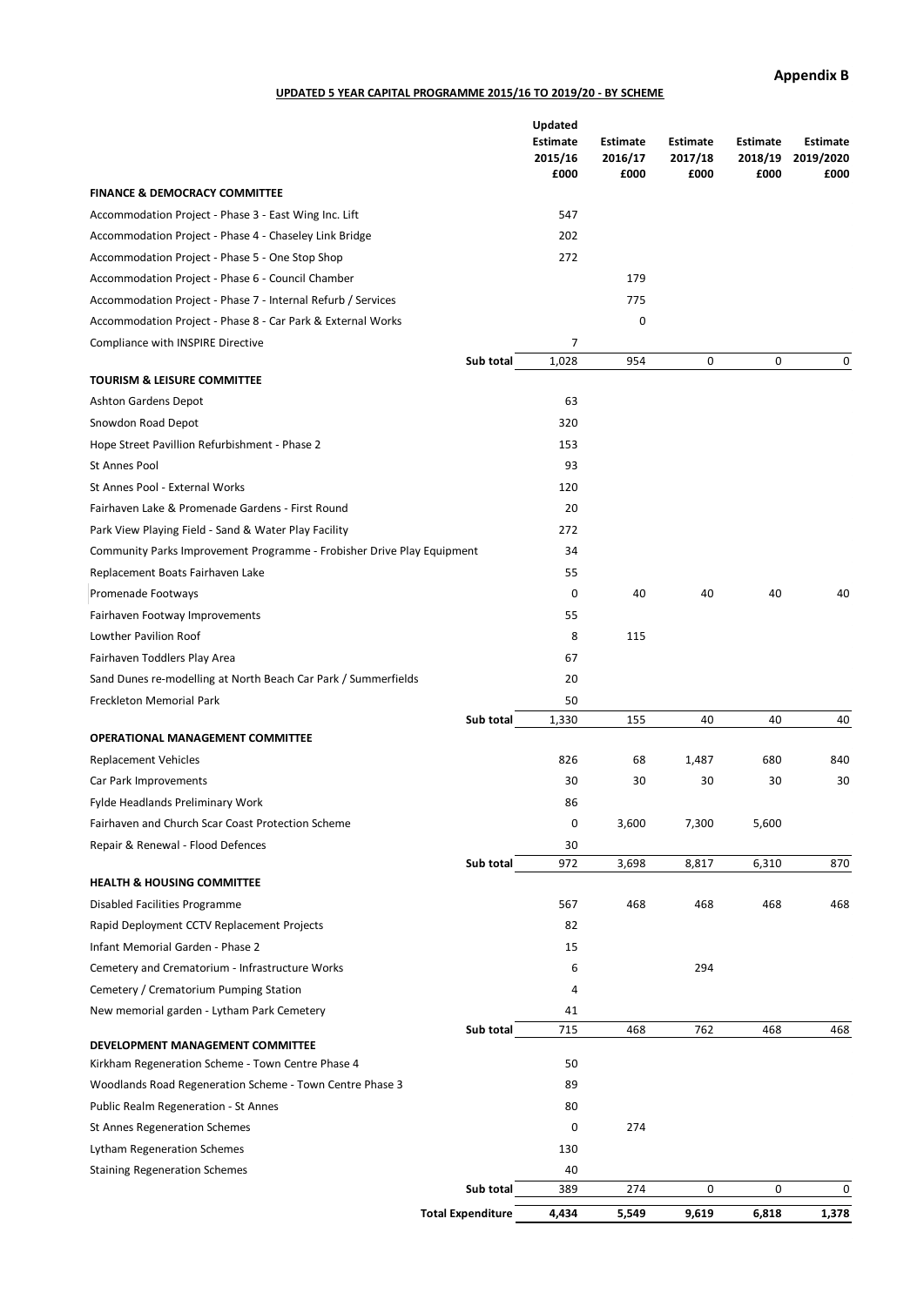**Appendix B**

**UPDATED 5 YEAR CAPITAL PROGRAMME 2015/16 TO 2019/20 - BY SCHEME**

| | Updated Estimate 2015/16 £000 | Estimate 2016/17 £000 | Estimate 2017/18 £000 | Estimate 2018/19 £000 | Estimate 2019/2020 £000 |
|---|---|---|---|---|---|
| **FINANCE & DEMOCRACY COMMITTEE** | | | | | |
| Accommodation Project - Phase 3 - East Wing Inc. Lift | 547 | | | | |
| Accommodation Project - Phase 4 - Chaseley Link Bridge | 202 | | | | |
| Accommodation Project - Phase 5 - One Stop Shop | 272 | | | | |
| Accommodation Project - Phase 6 - Council Chamber | | 179 | | | |
| Accommodation Project - Phase 7 - Internal Refurb / Services | | 775 | | | |
| Accommodation Project - Phase 8 - Car Park & External Works | | 0 | | | |
| Compliance with INSPIRE Directive | 7 | | | | |
| Sub total | 1,028 | 954 | 0 | 0 | 0 |
| **TOURISM & LEISURE COMMITTEE** | | | | | |
| Ashton Gardens Depot | 63 | | | | |
| Snowdon Road Depot | 320 | | | | |
| Hope Street Pavillion Refurbishment - Phase 2 | 153 | | | | |
| St Annes Pool | 93 | | | | |
| St Annes Pool - External Works | 120 | | | | |
| Fairhaven Lake & Promenade Gardens - First Round | 20 | | | | |
| Park View Playing Field - Sand & Water Play Facility | 272 | | | | |
| Community Parks Improvement Programme - Frobisher Drive Play Equipment | 34 | | | | |
| Replacement Boats Fairhaven Lake | 55 | | | | |
| Promenade Footways | 0 | 40 | 40 | 40 | 40 |
| Fairhaven Footway Improvements | 55 | | | | |
| Lowther Pavilion Roof | 8 | 115 | | | |
| Fairhaven Toddlers Play Area | 67 | | | | |
| Sand Dunes re-modelling at North Beach Car Park / Summerfields | 20 | | | | |
| Freckleton Memorial Park | 50 | | | | |
| Sub total | 1,330 | 155 | 40 | 40 | 40 |
| **OPERATIONAL MANAGEMENT COMMITTEE** | | | | | |
| Replacement Vehicles | 826 | 68 | 1,487 | 680 | 840 |
| Car Park Improvements | 30 | 30 | 30 | 30 | 30 |
| Fylde Headlands Preliminary Work | 86 | | | | |
| Fairhaven and Church Scar Coast Protection Scheme | 0 | 3,600 | 7,300 | 5,600 | |
| Repair & Renewal - Flood Defences | 30 | | | | |
| Sub total | 972 | 3,698 | 8,817 | 6,310 | 870 |
| **HEALTH & HOUSING COMMITTEE** | | | | | |
| Disabled Facilities Programme | 567 | 468 | 468 | 468 | 468 |
| Rapid Deployment CCTV Replacement Projects | 82 | | | | |
| Infant Memorial Garden - Phase 2 | 15 | | | | |
| Cemetery and Crematorium - Infrastructure Works | 6 | | 294 | | |
| Cemetery / Crematorium Pumping Station | 4 | | | | |
| New memorial garden - Lytham Park Cemetery | 41 | | | | |
| Sub total | 715 | 468 | 762 | 468 | 468 |
| **DEVELOPMENT MANAGEMENT COMMITTEE** | | | | | |
| Kirkham Regeneration Scheme - Town Centre Phase 4 | 50 | | | | |
| Woodlands Road Regeneration Scheme - Town Centre Phase 3 | 89 | | | | |
| Public Realm Regeneration - St Annes | 80 | | | | |
| St Annes Regeneration Schemes | 0 | 274 | | | |
| Lytham Regeneration Schemes | 130 | | | | |
| Staining Regeneration Schemes | 40 | | | | |
| Sub total | 389 | 274 | 0 | 0 | 0 |
| **Total Expenditure** | **4,434** | **5,549** | **9,619** | **6,818** | **1,378** |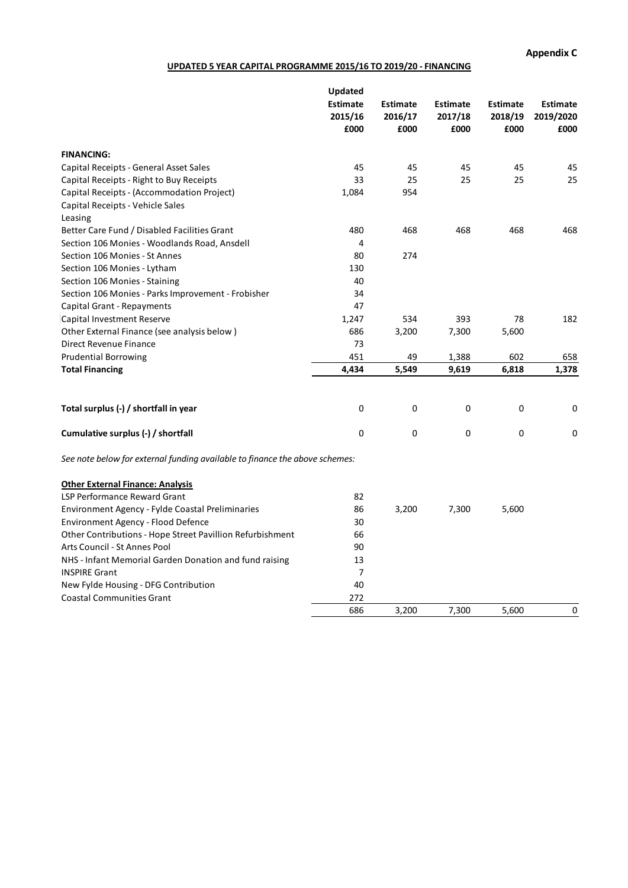**Appendix C**

**UPDATED 5 YEAR CAPITAL PROGRAMME 2015/16 TO 2019/20 - FINANCING**

| | Updated Estimate 2015/16 £000 | Estimate 2016/17 £000 | Estimate 2017/18 £000 | Estimate 2018/19 £000 | Estimate 2019/2020 £000 |
|---|---|---|---|---|---|
| **FINANCING:** | | | | | |
| Capital Receipts - General Asset Sales | 45 | 45 | 45 | 45 | 45 |
| Capital Receipts - Right to Buy Receipts | 33 | 25 | 25 | 25 | 25 |
| Capital Receipts - (Accommodation Project) | 1,084 | 954 | | | |
| Capital Receipts - Vehicle Sales | | | | | |
| Leasing | | | | | |
| Better Care Fund / Disabled Facilities Grant | 480 | 468 | 468 | 468 | 468 |
| Section 106 Monies - Woodlands Road, Ansdell | 4 | | | | |
| Section 106 Monies - St Annes | 80 | 274 | | | |
| Section 106 Monies - Lytham | 130 | | | | |
| Section 106 Monies - Staining | 40 | | | | |
| Section 106 Monies - Parks Improvement - Frobisher | 34 | | | | |
| Capital Grant - Repayments | 47 | | | | |
| Capital Investment Reserve | 1,247 | 534 | 393 | 78 | 182 |
| Other External Finance (see analysis below ) | 686 | 3,200 | 7,300 | 5,600 | |
| Direct Revenue Finance | 73 | | | | |
| Prudential Borrowing | 451 | 49 | 1,388 | 602 | 658 |
| **Total Financing** | **4,434** | **5,549** | **9,619** | **6,818** | **1,378** |
| | | | | | |
| **Total surplus (-) / shortfall in year** | 0 | 0 | 0 | 0 | 0 |
| **Cumulative surplus (-) / shortfall** | 0 | 0 | 0 | 0 | 0 |

*See note below for external funding available to finance the above schemes:*

| **Other External Finance: Analysis** | | | | | |
|---|---|---|---|---|---|
| LSP Performance Reward Grant | 82 | | | | |
| Environment Agency - Fylde Coastal Preliminaries | 86 | 3,200 | 7,300 | 5,600 | |
| Environment Agency - Flood Defence | 30 | | | | |
| Other Contributions - Hope Street Pavillion Refurbishment | 66 | | | | |
| Arts Council - St Annes Pool | 90 | | | | |
| NHS - Infant Memorial Garden Donation and fund raising | 13 | | | | |
| INSPIRE Grant | 7 | | | | |
| New Fylde Housing - DFG Contribution | 40 | | | | |
| Coastal Communities Grant | 272 | | | | |
| | 686 | 3,200 | 7,300 | 5,600 | 0 |